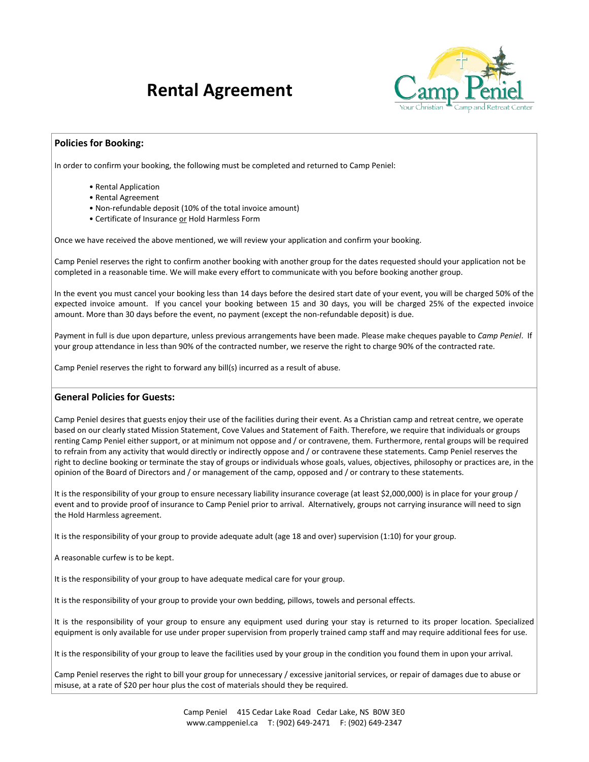# Rental Agreement

Camp Peniel
Your Christian Camp and Retreat Center

## Policies for Booking:

In order to confirm your booking, the following must be completed and returned to Camp Peniel:

- Rental Application
- Rental Agreement
- Non-refundable deposit (10% of the total invoice amount)
- Certificate of Insurance <u>or</u> Hold Harmless Form

Once we have received the above mentioned, we will review your application and confirm your booking.

Camp Peniel reserves the right to confirm another booking with another group for the dates requested should your application not be completed in a reasonable time. We will make every effort to communicate with you before booking another group.

In the event you must cancel your booking less than 14 days before the desired start date of your event, you will be charged 50% of the expected invoice amount. If you cancel your booking between 15 and 30 days, you will be charged 25% of the expected invoice amount. More than 30 days before the event, no payment (except the non-refundable deposit) is due.

Payment in full is due upon departure, unless previous arrangements have been made. Please make cheques payable to *Camp Peniel*. If your group attendance in less than 90% of the contracted number, we reserve the right to charge 90% of the contracted rate.

Camp Peniel reserves the right to forward any bill(s) incurred as a result of abuse.

## General Policies for Guests:

Camp Peniel desires that guests enjoy their use of the facilities during their event. As a Christian camp and retreat centre, we operate based on our clearly stated Mission Statement, Cove Values and Statement of Faith. Therefore, we require that individuals or groups renting Camp Peniel either support, or at minimum not oppose and / or contravene, them. Furthermore, rental groups will be required to refrain from any activity that would directly or indirectly oppose and / or contravene these statements. Camp Peniel reserves the right to decline booking or terminate the stay of groups or individuals whose goals, values, objectives, philosophy or practices are, in the opinion of the Board of Directors and / or management of the camp, opposed and / or contrary to these statements.

It is the responsibility of your group to ensure necessary liability insurance coverage (at least $2,000,000) is in place for your group / event and to provide proof of insurance to Camp Peniel prior to arrival. Alternatively, groups not carrying insurance will need to sign the Hold Harmless agreement.

It is the responsibility of your group to provide adequate adult (age 18 and over) supervision (1:10) for your group.

A reasonable curfew is to be kept.

It is the responsibility of your group to have adequate medical care for your group.

It is the responsibility of your group to provide your own bedding, pillows, towels and personal effects.

It is the responsibility of your group to ensure any equipment used during your stay is returned to its proper location. Specialized equipment is only available for use under proper supervision from properly trained camp staff and may require additional fees for use.

It is the responsibility of your group to leave the facilities used by your group in the condition you found them in upon your arrival.

Camp Peniel reserves the right to bill your group for unnecessary / excessive janitorial services, or repair of damages due to abuse or misuse, at a rate of $20 per hour plus the cost of materials should they be required.

Camp Peniel 415 Cedar Lake Road Cedar Lake, NS B0W 3E0
www.camppeniel.ca T: (902) 649-2471 F: (902) 649-2347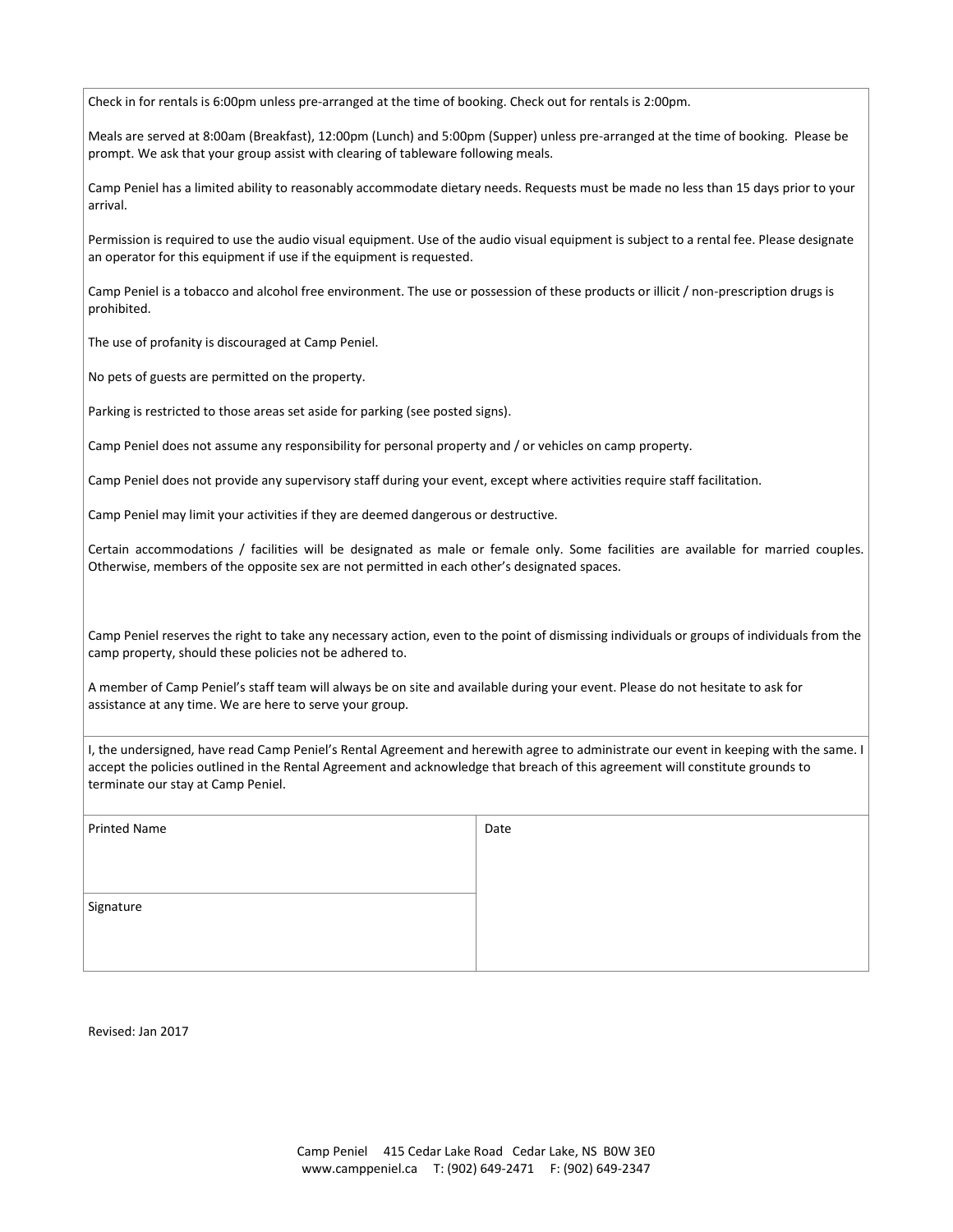Check in for rentals is 6:00pm unless pre-arranged at the time of booking. Check out for rentals is 2:00pm.

Meals are served at 8:00am (Breakfast), 12:00pm (Lunch) and 5:00pm (Supper) unless pre-arranged at the time of booking. Please be prompt. We ask that your group assist with clearing of tableware following meals.

Camp Peniel has a limited ability to reasonably accommodate dietary needs. Requests must be made no less than 15 days prior to your arrival.

Permission is required to use the audio visual equipment. Use of the audio visual equipment is subject to a rental fee. Please designate an operator for this equipment if use if the equipment is requested.

Camp Peniel is a tobacco and alcohol free environment. The use or possession of these products or illicit / non-prescription drugs is prohibited.

The use of profanity is discouraged at Camp Peniel.

No pets of guests are permitted on the property.

Parking is restricted to those areas set aside for parking (see posted signs).

Camp Peniel does not assume any responsibility for personal property and / or vehicles on camp property.

Camp Peniel does not provide any supervisory staff during your event, except where activities require staff facilitation.

Camp Peniel may limit your activities if they are deemed dangerous or destructive.

Certain accommodations / facilities will be designated as male or female only. Some facilities are available for married couples. Otherwise, members of the opposite sex are not permitted in each other's designated spaces.

Camp Peniel reserves the right to take any necessary action, even to the point of dismissing individuals or groups of individuals from the camp property, should these policies not be adhered to.

A member of Camp Peniel's staff team will always be on site and available during your event. Please do not hesitate to ask for assistance at any time. We are here to serve your group.

I, the undersigned, have read Camp Peniel's Rental Agreement and herewith agree to administrate our event in keeping with the same. I accept the policies outlined in the Rental Agreement and acknowledge that breach of this agreement will constitute grounds to terminate our stay at Camp Peniel.

| | |
|---|---|
| Printed Name | Date |
| Signature | |

Revised: Jan 2017

Camp Peniel 415 Cedar Lake Road Cedar Lake, NS B0W 3E0
www.camppeniel.ca T: (902) 649-2471 F: (902) 649-2347